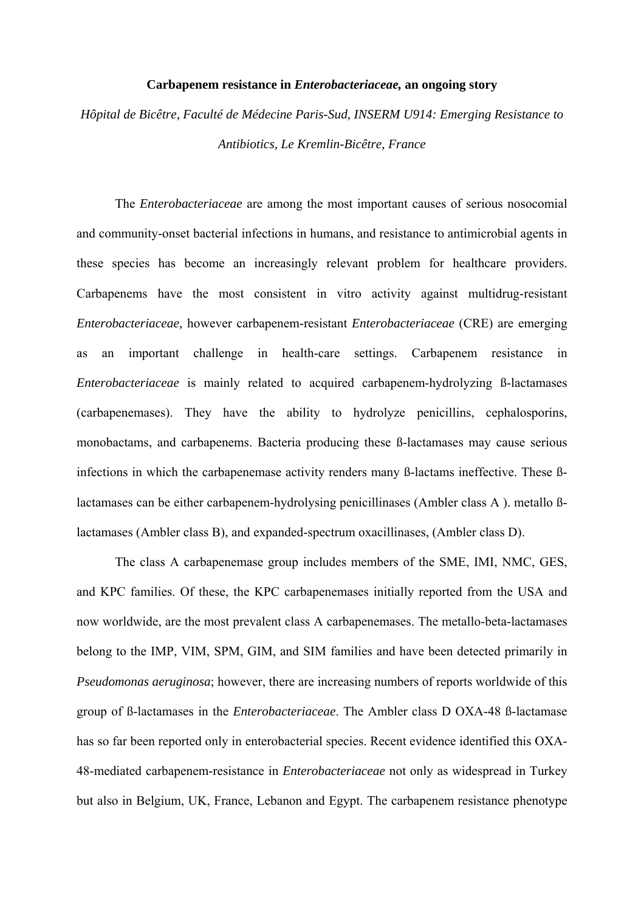# Carbapenem resistance in *Enterobacteriaceae*, an ongoing story

*Hôpital de Bicêtre, Faculté de Médecine Paris-Sud, INSERM U914: Emerging Resistance to Antibiotics, Le Kremlin-Bicêtre, France*

The *Enterobacteriaceae* are among the most important causes of serious nosocomial and community-onset bacterial infections in humans, and resistance to antimicrobial agents in these species has become an increasingly relevant problem for healthcare providers. Carbapenems have the most consistent in vitro activity against multidrug-resistant *Enterobacteriaceae,* however carbapenem-resistant *Enterobacteriaceae* (CRE) are emerging as an important challenge in health-care settings. Carbapenem resistance in *Enterobacteriaceae* is mainly related to acquired carbapenem-hydrolyzing ß-lactamases (carbapenemases). They have the ability to hydrolyze penicillins, cephalosporins, monobactams, and carbapenems. Bacteria producing these ß-lactamases may cause serious infections in which the carbapenemase activity renders many ß-lactams ineffective. These ß-lactamases can be either carbapenem-hydrolysing penicillinases (Ambler class A ). metallo ß-lactamases (Ambler class B), and expanded-spectrum oxacillinases, (Ambler class D).

The class A carbapenemase group includes members of the SME, IMI, NMC, GES, and KPC families. Of these, the KPC carbapenemases initially reported from the USA and now worldwide, are the most prevalent class A carbapenemases. The metallo-beta-lactamases belong to the IMP, VIM, SPM, GIM, and SIM families and have been detected primarily in *Pseudomonas aeruginosa*; however, there are increasing numbers of reports worldwide of this group of ß-lactamases in the *Enterobacteriaceae*. The Ambler class D OXA-48 ß-lactamase has so far been reported only in enterobacterial species. Recent evidence identified this OXA-48-mediated carbapenem-resistance in *Enterobacteriaceae* not only as widespread in Turkey but also in Belgium, UK, France, Lebanon and Egypt. The carbapenem resistance phenotype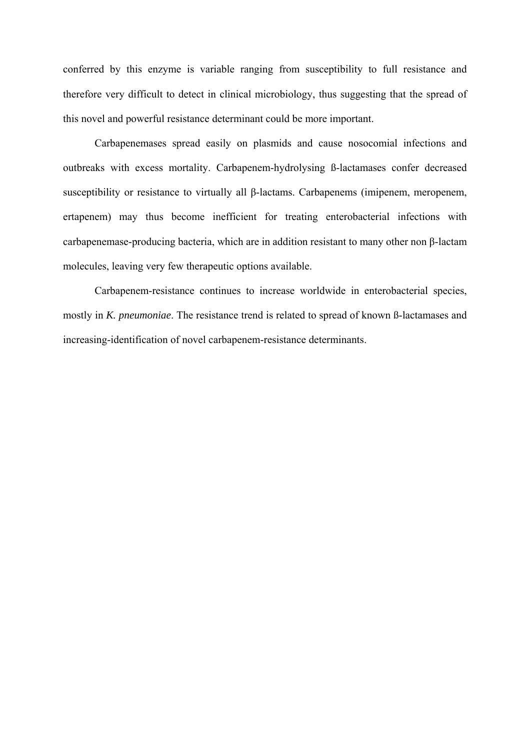conferred by this enzyme is variable ranging from susceptibility to full resistance and therefore very difficult to detect in clinical microbiology, thus suggesting that the spread of this novel and powerful resistance determinant could be more important.

Carbapenemases spread easily on plasmids and cause nosocomial infections and outbreaks with excess mortality. Carbapenem-hydrolysing ß-lactamases confer decreased susceptibility or resistance to virtually all β-lactams. Carbapenems (imipenem, meropenem, ertapenem) may thus become inefficient for treating enterobacterial infections with carbapenemase-producing bacteria, which are in addition resistant to many other non β-lactam molecules, leaving very few therapeutic options available.

Carbapenem-resistance continues to increase worldwide in enterobacterial species, mostly in *K. pneumoniae*. The resistance trend is related to spread of known ß-lactamases and increasing-identification of novel carbapenem-resistance determinants.